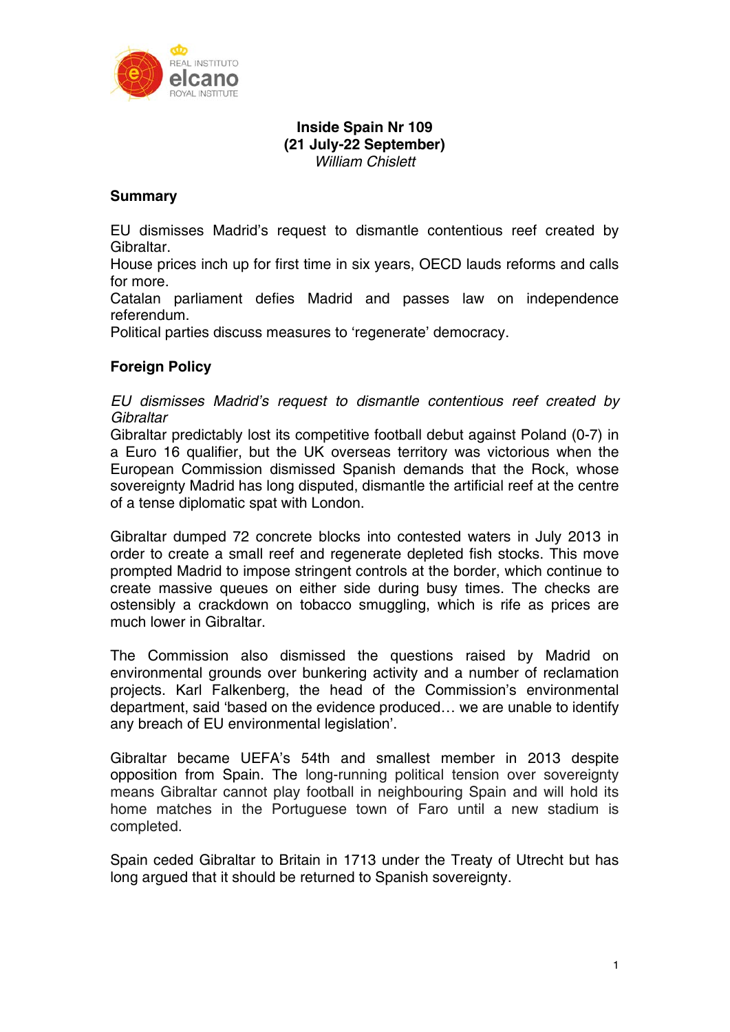**Inside Spain Nr 109**
**(21 July-22 September)**
*William Chislett*

## Summary

EU dismisses Madrid's request to dismantle contentious reef created by Gibraltar.
House prices inch up for first time in six years, OECD lauds reforms and calls for more.
Catalan parliament defies Madrid and passes law on independence referendum.
Political parties discuss measures to 'regenerate' democracy.

## Foreign Policy

*EU dismisses Madrid's request to dismantle contentious reef created by Gibraltar*
Gibraltar predictably lost its competitive football debut against Poland (0-7) in a Euro 16 qualifier, but the UK overseas territory was victorious when the European Commission dismissed Spanish demands that the Rock, whose sovereignty Madrid has long disputed, dismantle the artificial reef at the centre of a tense diplomatic spat with London.

Gibraltar dumped 72 concrete blocks into contested waters in July 2013 in order to create a small reef and regenerate depleted fish stocks. This move prompted Madrid to impose stringent controls at the border, which continue to create massive queues on either side during busy times. The checks are ostensibly a crackdown on tobacco smuggling, which is rife as prices are much lower in Gibraltar.

The Commission also dismissed the questions raised by Madrid on environmental grounds over bunkering activity and a number of reclamation projects. Karl Falkenberg, the head of the Commission's environmental department, said 'based on the evidence produced… we are unable to identify any breach of EU environmental legislation'.

Gibraltar became UEFA's 54th and smallest member in 2013 despite opposition from Spain. The long-running political tension over sovereignty means Gibraltar cannot play football in neighbouring Spain and will hold its home matches in the Portuguese town of Faro until a new stadium is completed.

Spain ceded Gibraltar to Britain in 1713 under the Treaty of Utrecht but has long argued that it should be returned to Spanish sovereignty.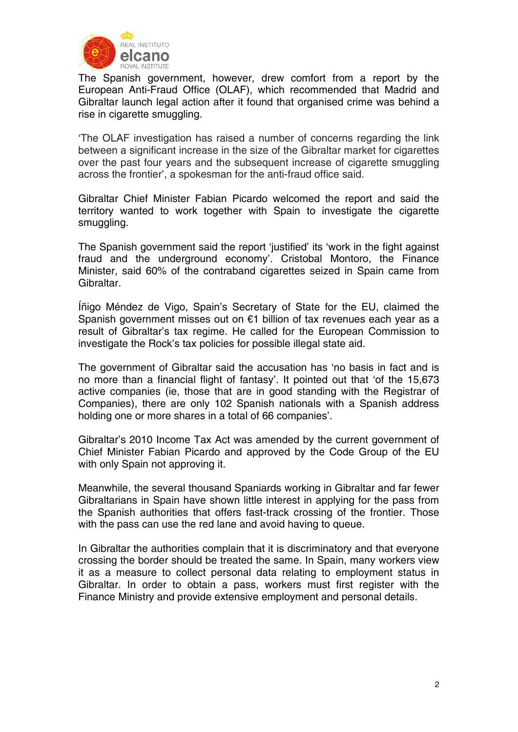The Spanish government, however, drew comfort from a report by the European Anti-Fraud Office (OLAF), which recommended that Madrid and Gibraltar launch legal action after it found that organised crime was behind a rise in cigarette smuggling.

'The OLAF investigation has raised a number of concerns regarding the link between a significant increase in the size of the Gibraltar market for cigarettes over the past four years and the subsequent increase of cigarette smuggling across the frontier', a spokesman for the anti-fraud office said.

Gibraltar Chief Minister Fabian Picardo welcomed the report and said the territory wanted to work together with Spain to investigate the cigarette smuggling.

The Spanish government said the report 'justified' its 'work in the fight against fraud and the underground economy'. Cristobal Montoro, the Finance Minister, said 60% of the contraband cigarettes seized in Spain came from Gibraltar.

Íñigo Méndez de Vigo, Spain's Secretary of State for the EU, claimed the Spanish government misses out on €1 billion of tax revenues each year as a result of Gibraltar's tax regime. He called for the European Commission to investigate the Rock's tax policies for possible illegal state aid.

The government of Gibraltar said the accusation has 'no basis in fact and is no more than a financial flight of fantasy'. It pointed out that 'of the 15,673 active companies (ie, those that are in good standing with the Registrar of Companies), there are only 102 Spanish nationals with a Spanish address holding one or more shares in a total of 66 companies'.

Gibraltar's 2010 Income Tax Act was amended by the current government of Chief Minister Fabian Picardo and approved by the Code Group of the EU with only Spain not approving it.

Meanwhile, the several thousand Spaniards working in Gibraltar and far fewer Gibraltarians in Spain have shown little interest in applying for the pass from the Spanish authorities that offers fast-track crossing of the frontier. Those with the pass can use the red lane and avoid having to queue.

In Gibraltar the authorities complain that it is discriminatory and that everyone crossing the border should be treated the same. In Spain, many workers view it as a measure to collect personal data relating to employment status in Gibraltar. In order to obtain a pass, workers must first register with the Finance Ministry and provide extensive employment and personal details.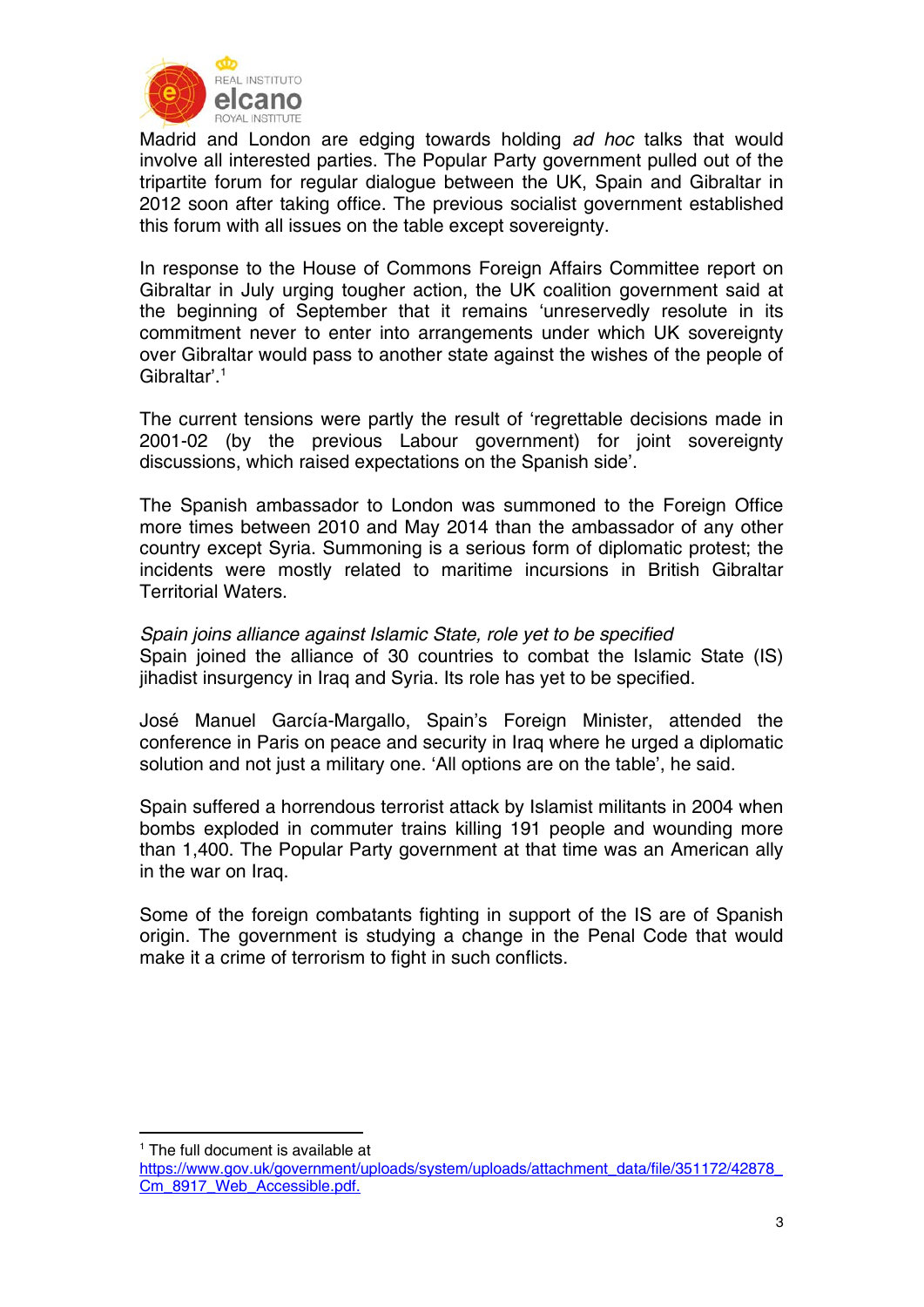Madrid and London are edging towards holding *ad hoc* talks that would involve all interested parties. The Popular Party government pulled out of the tripartite forum for regular dialogue between the UK, Spain and Gibraltar in 2012 soon after taking office. The previous socialist government established this forum with all issues on the table except sovereignty.

In response to the House of Commons Foreign Affairs Committee report on Gibraltar in July urging tougher action, the UK coalition government said at the beginning of September that it remains 'unreservedly resolute in its commitment never to enter into arrangements under which UK sovereignty over Gibraltar would pass to another state against the wishes of the people of Gibraltar'.[1]

The current tensions were partly the result of 'regrettable decisions made in 2001-02 (by the previous Labour government) for joint sovereignty discussions, which raised expectations on the Spanish side'.

The Spanish ambassador to London was summoned to the Foreign Office more times between 2010 and May 2014 than the ambassador of any other country except Syria. Summoning is a serious form of diplomatic protest; the incidents were mostly related to maritime incursions in British Gibraltar Territorial Waters.

*Spain joins alliance against Islamic State, role yet to be specified*

Spain joined the alliance of 30 countries to combat the Islamic State (IS) jihadist insurgency in Iraq and Syria. Its role has yet to be specified.

José Manuel García-Margallo, Spain's Foreign Minister, attended the conference in Paris on peace and security in Iraq where he urged a diplomatic solution and not just a military one. 'All options are on the table', he said.

Spain suffered a horrendous terrorist attack by Islamist militants in 2004 when bombs exploded in commuter trains killing 191 people and wounding more than 1,400. The Popular Party government at that time was an American ally in the war on Iraq.

Some of the foreign combatants fighting in support of the IS are of Spanish origin. The government is studying a change in the Penal Code that would make it a crime of terrorism to fight in such conflicts.

---

[1] The full document is available at https://www.gov.uk/government/uploads/system/uploads/attachment_data/file/351172/42878_Cm_8917_Web_Accessible.pdf.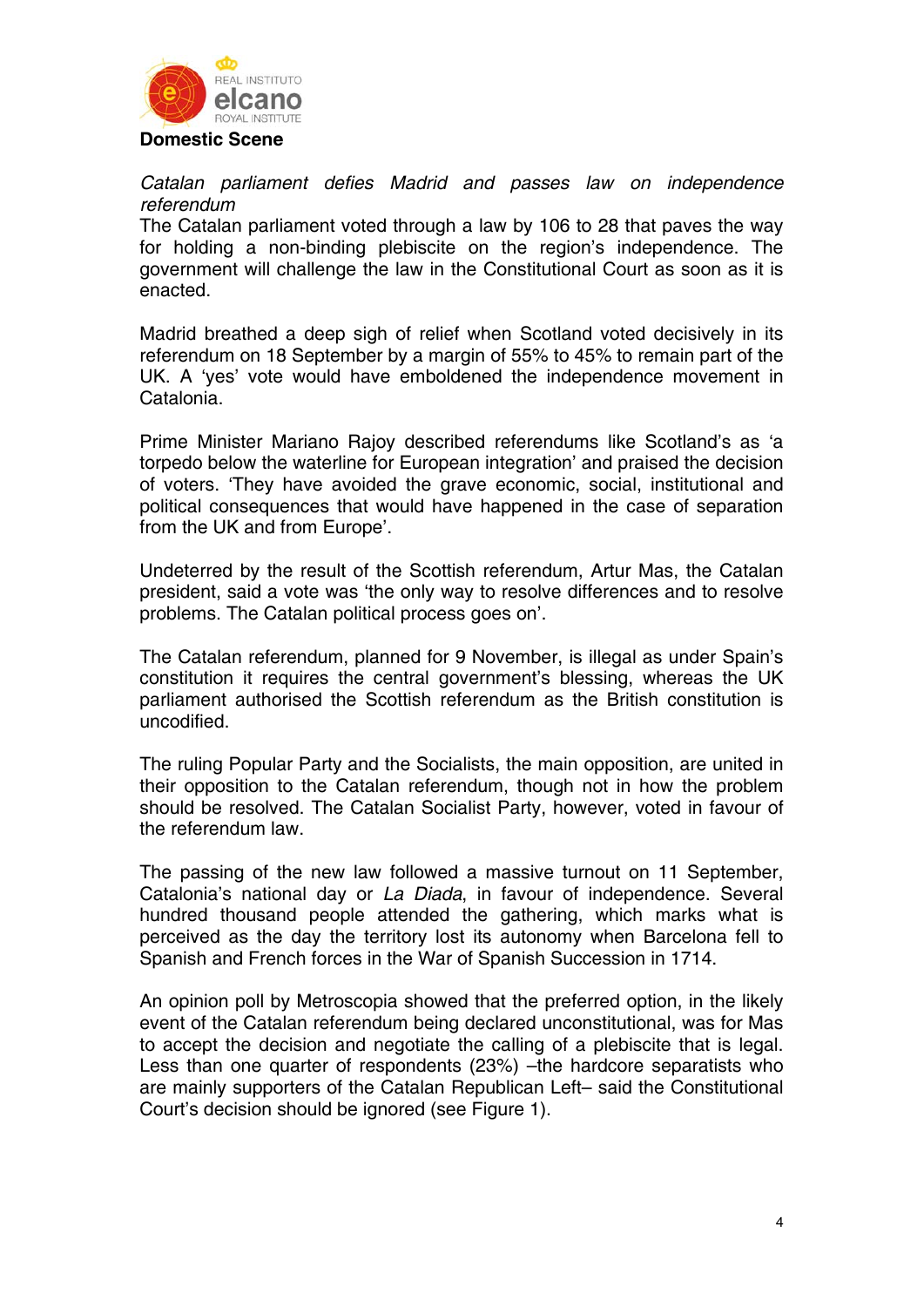## Domestic Scene

*Catalan parliament defies Madrid and passes law on independence referendum*

The Catalan parliament voted through a law by 106 to 28 that paves the way for holding a non-binding plebiscite on the region's independence. The government will challenge the law in the Constitutional Court as soon as it is enacted.

Madrid breathed a deep sigh of relief when Scotland voted decisively in its referendum on 18 September by a margin of 55% to 45% to remain part of the UK. A 'yes' vote would have emboldened the independence movement in Catalonia.

Prime Minister Mariano Rajoy described referendums like Scotland's as 'a torpedo below the waterline for European integration' and praised the decision of voters. 'They have avoided the grave economic, social, institutional and political consequences that would have happened in the case of separation from the UK and from Europe'.

Undeterred by the result of the Scottish referendum, Artur Mas, the Catalan president, said a vote was 'the only way to resolve differences and to resolve problems. The Catalan political process goes on'.

The Catalan referendum, planned for 9 November, is illegal as under Spain's constitution it requires the central government's blessing, whereas the UK parliament authorised the Scottish referendum as the British constitution is uncodified.

The ruling Popular Party and the Socialists, the main opposition, are united in their opposition to the Catalan referendum, though not in how the problem should be resolved. The Catalan Socialist Party, however, voted in favour of the referendum law.

The passing of the new law followed a massive turnout on 11 September, Catalonia's national day or *La Diada*, in favour of independence. Several hundred thousand people attended the gathering, which marks what is perceived as the day the territory lost its autonomy when Barcelona fell to Spanish and French forces in the War of Spanish Succession in 1714.

An opinion poll by Metroscopia showed that the preferred option, in the likely event of the Catalan referendum being declared unconstitutional, was for Mas to accept the decision and negotiate the calling of a plebiscite that is legal. Less than one quarter of respondents (23%) –the hardcore separatists who are mainly supporters of the Catalan Republican Left– said the Constitutional Court's decision should be ignored (see Figure 1).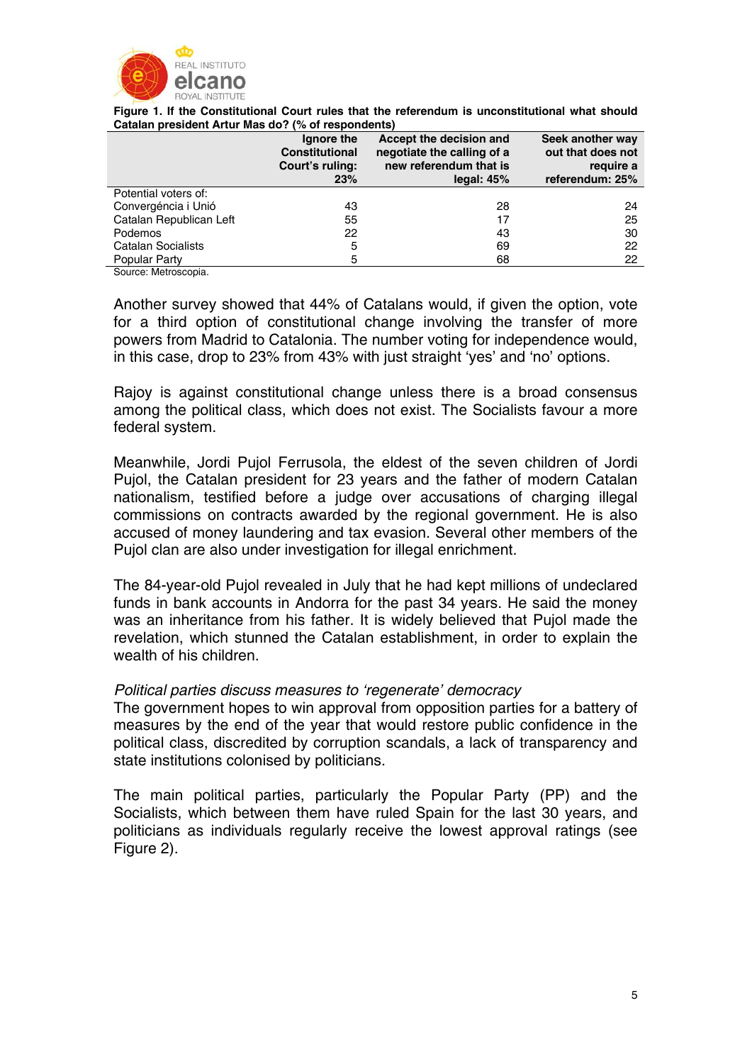**Figure 1. If the Constitutional Court rules that the referendum is unconstitutional what should Catalan president Artur Mas do? (% of respondents)**

| | Ignore the Constitutional Court's ruling: 23% | Accept the decision and negotiate the calling of a new referendum that is legal: 45% | Seek another way out that does not require a referendum: 25% |
|---|---|---|---|
| Potential voters of: | | | |
| Convergéncia i Unió | 43 | 28 | 24 |
| Catalan Republican Left | 55 | 17 | 25 |
| Podemos | 22 | 43 | 30 |
| Catalan Socialists | 5 | 69 | 22 |
| Popular Party | 5 | 68 | 22 |

Source: Metroscopia.

Another survey showed that 44% of Catalans would, if given the option, vote for a third option of constitutional change involving the transfer of more powers from Madrid to Catalonia. The number voting for independence would, in this case, drop to 23% from 43% with just straight 'yes' and 'no' options.

Rajoy is against constitutional change unless there is a broad consensus among the political class, which does not exist. The Socialists favour a more federal system.

Meanwhile, Jordi Pujol Ferrusola, the eldest of the seven children of Jordi Pujol, the Catalan president for 23 years and the father of modern Catalan nationalism, testified before a judge over accusations of charging illegal commissions on contracts awarded by the regional government. He is also accused of money laundering and tax evasion. Several other members of the Pujol clan are also under investigation for illegal enrichment.

The 84-year-old Pujol revealed in July that he had kept millions of undeclared funds in bank accounts in Andorra for the past 34 years. He said the money was an inheritance from his father. It is widely believed that Pujol made the revelation, which stunned the Catalan establishment, in order to explain the wealth of his children.

*Political parties discuss measures to 'regenerate' democracy*

The government hopes to win approval from opposition parties for a battery of measures by the end of the year that would restore public confidence in the political class, discredited by corruption scandals, a lack of transparency and state institutions colonised by politicians.

The main political parties, particularly the Popular Party (PP) and the Socialists, which between them have ruled Spain for the last 30 years, and politicians as individuals regularly receive the lowest approval ratings (see Figure 2).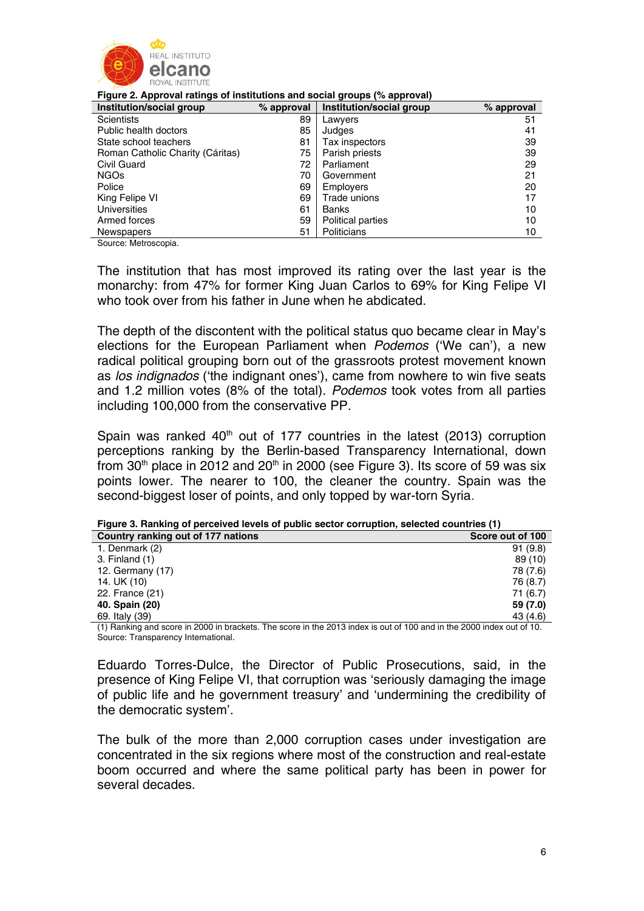**Figure 2. Approval ratings of institutions and social groups (% approval)**

| Institution/social group | % approval | Institution/social group | % approval |
|---|---|---|---|
| Scientists | 89 | Lawyers | 51 |
| Public health doctors | 85 | Judges | 41 |
| State school teachers | 81 | Tax inspectors | 39 |
| Roman Catholic Charity (Cáritas) | 75 | Parish priests | 39 |
| Civil Guard | 72 | Parliament | 29 |
| NGOs | 70 | Government | 21 |
| Police | 69 | Employers | 20 |
| King Felipe VI | 69 | Trade unions | 17 |
| Universities | 61 | Banks | 10 |
| Armed forces | 59 | Political parties | 10 |
| Newspapers | 51 | Politicians | 10 |

Source: Metroscopia.

The institution that has most improved its rating over the last year is the monarchy: from 47% for former King Juan Carlos to 69% for King Felipe VI who took over from his father in June when he abdicated.

The depth of the discontent with the political status quo became clear in May's elections for the European Parliament when *Podemos* ('We can'), a new radical political grouping born out of the grassroots protest movement known as *los indignados* ('the indignant ones'), came from nowhere to win five seats and 1.2 million votes (8% of the total). *Podemos* took votes from all parties including 100,000 from the conservative PP.

Spain was ranked 40th out of 177 countries in the latest (2013) corruption perceptions ranking by the Berlin-based Transparency International, down from 30th place in 2012 and 20th in 2000 (see Figure 3). Its score of 59 was six points lower. The nearer to 100, the cleaner the country. Spain was the second-biggest loser of points, and only topped by war-torn Syria.

**Figure 3. Ranking of perceived levels of public sector corruption, selected countries (1)**

| Country ranking out of 177 nations | Score out of 100 |
|---|---|
| 1. Denmark (2) | 91 (9.8) |
| 3. Finland (1) | 89 (10) |
| 12. Germany (17) | 78 (7.6) |
| 14. UK (10) | 76 (8.7) |
| 22. France (21) | 71 (6.7) |
| **40. Spain (20)** | **59 (7.0)** |
| 69. Italy (39) | 43 (4.6) |

(1) Ranking and score in 2000 in brackets. The score in the 2013 index is out of 100 and in the 2000 index out of 10.
Source: Transparency International.

Eduardo Torres-Dulce, the Director of Public Prosecutions, said, in the presence of King Felipe VI, that corruption was 'seriously damaging the image of public life and he government treasury' and 'undermining the credibility of the democratic system'.

The bulk of the more than 2,000 corruption cases under investigation are concentrated in the six regions where most of the construction and real-estate boom occurred and where the same political party has been in power for several decades.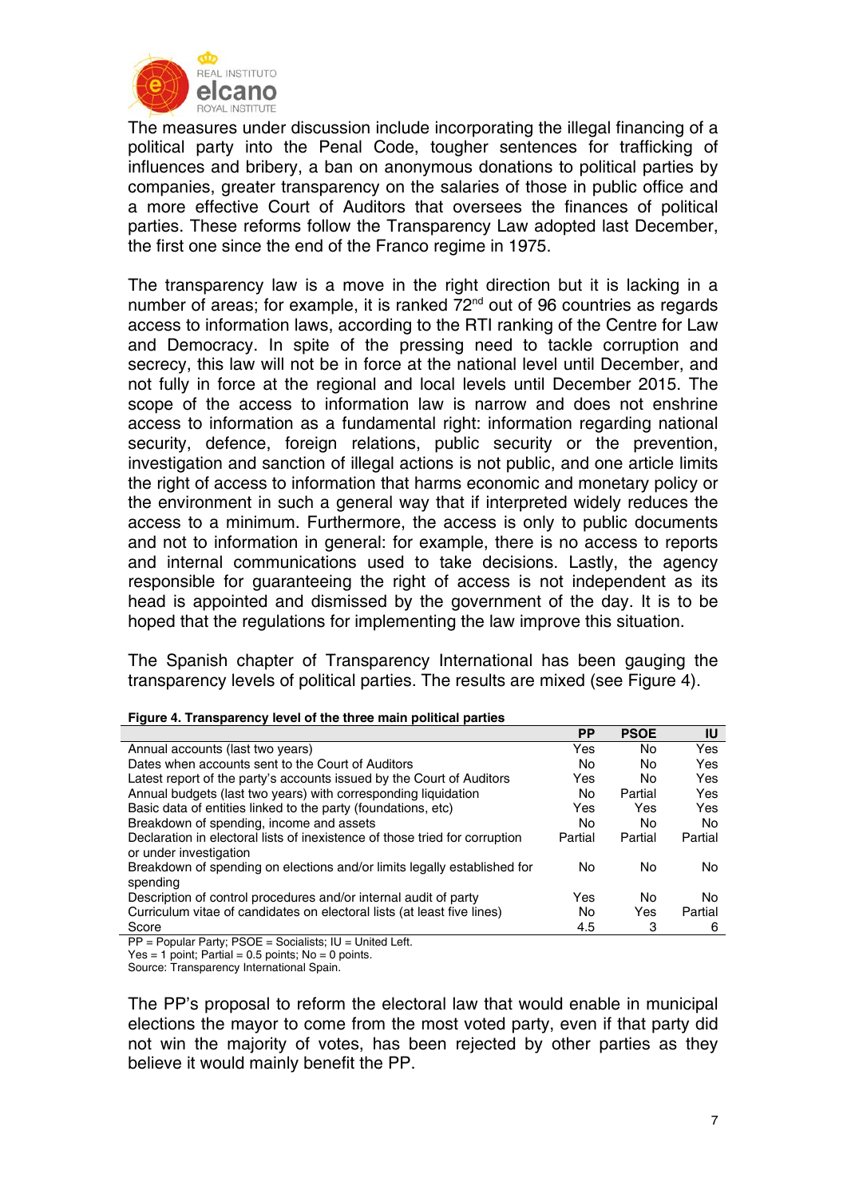The measures under discussion include incorporating the illegal financing of a political party into the Penal Code, tougher sentences for trafficking of influences and bribery, a ban on anonymous donations to political parties by companies, greater transparency on the salaries of those in public office and a more effective Court of Auditors that oversees the finances of political parties. These reforms follow the Transparency Law adopted last December, the first one since the end of the Franco regime in 1975.

The transparency law is a move in the right direction but it is lacking in a number of areas; for example, it is ranked 72nd out of 96 countries as regards access to information laws, according to the RTI ranking of the Centre for Law and Democracy. In spite of the pressing need to tackle corruption and secrecy, this law will not be in force at the national level until December, and not fully in force at the regional and local levels until December 2015. The scope of the access to information law is narrow and does not enshrine access to information as a fundamental right: information regarding national security, defence, foreign relations, public security or the prevention, investigation and sanction of illegal actions is not public, and one article limits the right of access to information that harms economic and monetary policy or the environment in such a general way that if interpreted widely reduces the access to a minimum. Furthermore, the access is only to public documents and not to information in general: for example, there is no access to reports and internal communications used to take decisions. Lastly, the agency responsible for guaranteeing the right of access is not independent as its head is appointed and dismissed by the government of the day. It is to be hoped that the regulations for implementing the law improve this situation.

The Spanish chapter of Transparency International has been gauging the transparency levels of political parties. The results are mixed (see Figure 4).

**Figure 4. Transparency level of the three main political parties**

| | PP | PSOE | IU |
|---|---|---|---|
| Annual accounts (last two years) | Yes | No | Yes |
| Dates when accounts sent to the Court of Auditors | No | No | Yes |
| Latest report of the party's accounts issued by the Court of Auditors | Yes | No | Yes |
| Annual budgets (last two years) with corresponding liquidation | No | Partial | Yes |
| Basic data of entities linked to the party (foundations, etc) | Yes | Yes | Yes |
| Breakdown of spending, income and assets | No | No | No |
| Declaration in electoral lists of inexistence of those tried for corruption or under investigation | Partial | Partial | Partial |
| Breakdown of spending on elections and/or limits legally established for spending | No | No | No |
| Description of control procedures and/or internal audit of party | Yes | No | No |
| Curriculum vitae of candidates on electoral lists (at least five lines) | No | Yes | Partial |
| Score | 4.5 | 3 | 6 |

PP = Popular Party; PSOE = Socialists; IU = United Left.
Yes = 1 point; Partial = 0.5 points; No = 0 points.
Source: Transparency International Spain.

The PP's proposal to reform the electoral law that would enable in municipal elections the mayor to come from the most voted party, even if that party did not win the majority of votes, has been rejected by other parties as they believe it would mainly benefit the PP.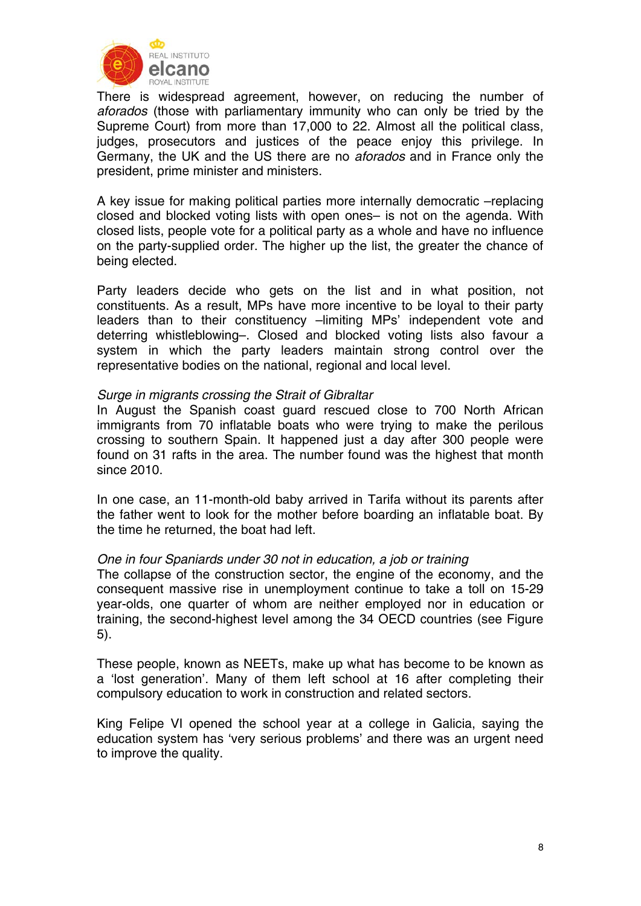There is widespread agreement, however, on reducing the number of *aforados* (those with parliamentary immunity who can only be tried by the Supreme Court) from more than 17,000 to 22. Almost all the political class, judges, prosecutors and justices of the peace enjoy this privilege. In Germany, the UK and the US there are no *aforados* and in France only the president, prime minister and ministers.

A key issue for making political parties more internally democratic –replacing closed and blocked voting lists with open ones– is not on the agenda. With closed lists, people vote for a political party as a whole and have no influence on the party-supplied order. The higher up the list, the greater the chance of being elected.

Party leaders decide who gets on the list and in what position, not constituents. As a result, MPs have more incentive to be loyal to their party leaders than to their constituency –limiting MPs' independent vote and deterring whistleblowing–. Closed and blocked voting lists also favour a system in which the party leaders maintain strong control over the representative bodies on the national, regional and local level.

*Surge in migrants crossing the Strait of Gibraltar*

In August the Spanish coast guard rescued close to 700 North African immigrants from 70 inflatable boats who were trying to make the perilous crossing to southern Spain. It happened just a day after 300 people were found on 31 rafts in the area. The number found was the highest that month since 2010.

In one case, an 11-month-old baby arrived in Tarifa without its parents after the father went to look for the mother before boarding an inflatable boat. By the time he returned, the boat had left.

*One in four Spaniards under 30 not in education, a job or training*

The collapse of the construction sector, the engine of the economy, and the consequent massive rise in unemployment continue to take a toll on 15-29 year-olds, one quarter of whom are neither employed nor in education or training, the second-highest level among the 34 OECD countries (see Figure 5).

These people, known as NEETs, make up what has become to be known as a 'lost generation'. Many of them left school at 16 after completing their compulsory education to work in construction and related sectors.

King Felipe VI opened the school year at a college in Galicia, saying the education system has 'very serious problems' and there was an urgent need to improve the quality.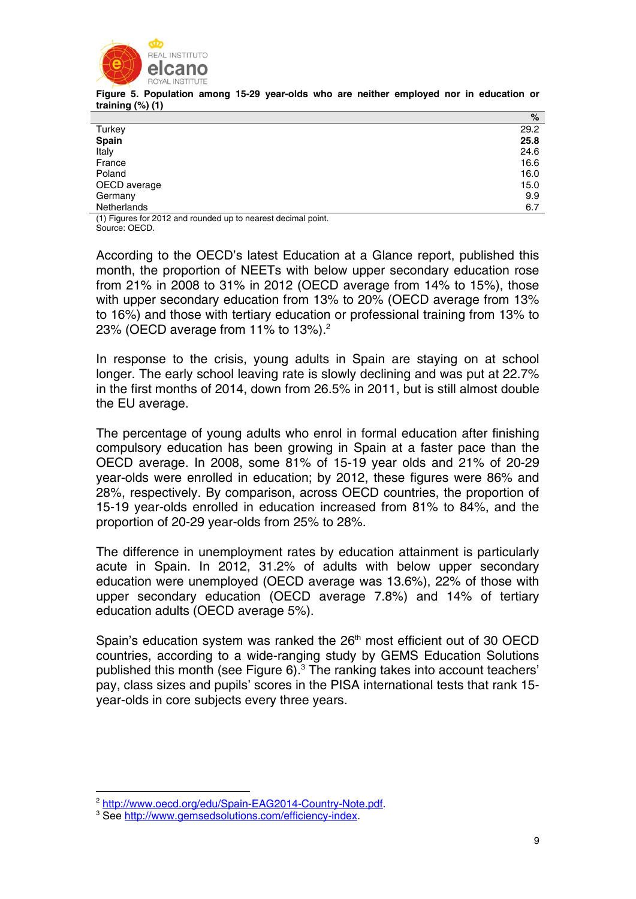**Figure 5. Population among 15-29 year-olds who are neither employed nor in education or training (%) (1)**

| | % |
|---|---|
| Turkey | 29.2 |
| **Spain** | **25.8** |
| Italy | 24.6 |
| France | 16.6 |
| Poland | 16.0 |
| OECD average | 15.0 |
| Germany | 9.9 |
| Netherlands | 6.7 |

(1) Figures for 2012 and rounded up to nearest decimal point.
Source: OECD.

According to the OECD's latest Education at a Glance report, published this month, the proportion of NEETs with below upper secondary education rose from 21% in 2008 to 31% in 2012 (OECD average from 14% to 15%), those with upper secondary education from 13% to 20% (OECD average from 13% to 16%) and those with tertiary education or professional training from 13% to 23% (OECD average from 11% to 13%).[2]

In response to the crisis, young adults in Spain are staying on at school longer. The early school leaving rate is slowly declining and was put at 22.7% in the first months of 2014, down from 26.5% in 2011, but is still almost double the EU average.

The percentage of young adults who enrol in formal education after finishing compulsory education has been growing in Spain at a faster pace than the OECD average. In 2008, some 81% of 15-19 year olds and 21% of 20-29 year-olds were enrolled in education; by 2012, these figures were 86% and 28%, respectively. By comparison, across OECD countries, the proportion of 15-19 year-olds enrolled in education increased from 81% to 84%, and the proportion of 20-29 year-olds from 25% to 28%.

The difference in unemployment rates by education attainment is particularly acute in Spain. In 2012, 31.2% of adults with below upper secondary education were unemployed (OECD average was 13.6%), 22% of those with upper secondary education (OECD average 7.8%) and 14% of tertiary education adults (OECD average 5%).

Spain's education system was ranked the 26th most efficient out of 30 OECD countries, according to a wide-ranging study by GEMS Education Solutions published this month (see Figure 6).[3] The ranking takes into account teachers' pay, class sizes and pupils' scores in the PISA international tests that rank 15-year-olds in core subjects every three years.

---

[2] http://www.oecd.org/edu/Spain-EAG2014-Country-Note.pdf.

[3] See http://www.gemsedsolutions.com/efficiency-index.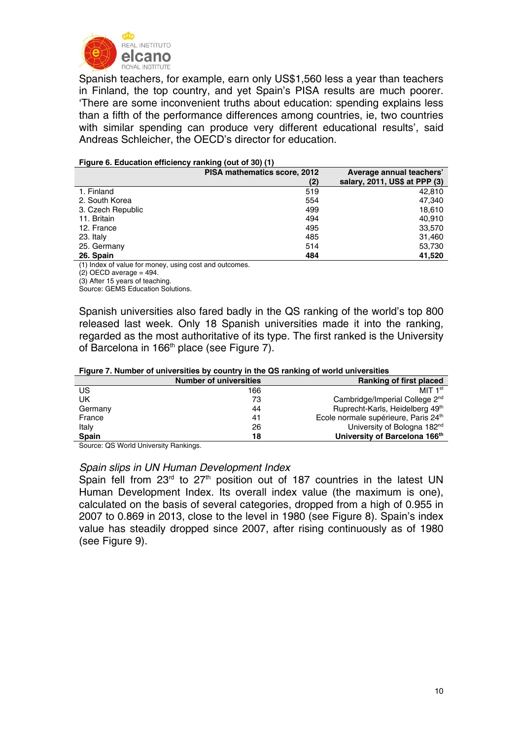Spanish teachers, for example, earn only US$1,560 less a year than teachers in Finland, the top country, and yet Spain's PISA results are much poorer. 'There are some inconvenient truths about education: spending explains less than a fifth of the performance differences among countries, ie, two countries with similar spending can produce very different educational results', said Andreas Schleicher, the OECD's director for education.

**Figure 6. Education efficiency ranking (out of 30) (1)**

| | PISA mathematics score, 2012 (2) | Average annual teachers' salary, 2011, US$ at PPP (3) |
|---|---|---|
| 1. Finland | 519 | 42,810 |
| 2. South Korea | 554 | 47,340 |
| 3. Czech Republic | 499 | 18,610 |
| 11. Britain | 494 | 40,910 |
| 12. France | 495 | 33,570 |
| 23. Italy | 485 | 31,460 |
| 25. Germany | 514 | 53,730 |
| **26. Spain** | **484** | **41,520** |

(1) Index of value for money, using cost and outcomes.
(2) OECD average = 494.
(3) After 15 years of teaching.
Source: GEMS Education Solutions.

Spanish universities also fared badly in the QS ranking of the world's top 800 released last week. Only 18 Spanish universities made it into the ranking, regarded as the most authoritative of its type. The first ranked is the University of Barcelona in 166th place (see Figure 7).

**Figure 7. Number of universities by country in the QS ranking of world universities**

| | Number of universities | Ranking of first placed |
|---|---|---|
| US | 166 | MIT 1st |
| UK | 73 | Cambridge/Imperial College 2nd |
| Germany | 44 | Ruprecht-Karls, Heidelberg 49th |
| France | 41 | Ecole normale supérieure, Paris 24th |
| Italy | 26 | University of Bologna 182nd |
| **Spain** | **18** | **University of Barcelona 166th** |

Source: QS World University Rankings.

### *Spain slips in UN Human Development Index*

Spain fell from 23rd to 27th position out of 187 countries in the latest UN Human Development Index. Its overall index value (the maximum is one), calculated on the basis of several categories, dropped from a high of 0.955 in 2007 to 0.869 in 2013, close to the level in 1980 (see Figure 8). Spain's index value has steadily dropped since 2007, after rising continuously as of 1980 (see Figure 9).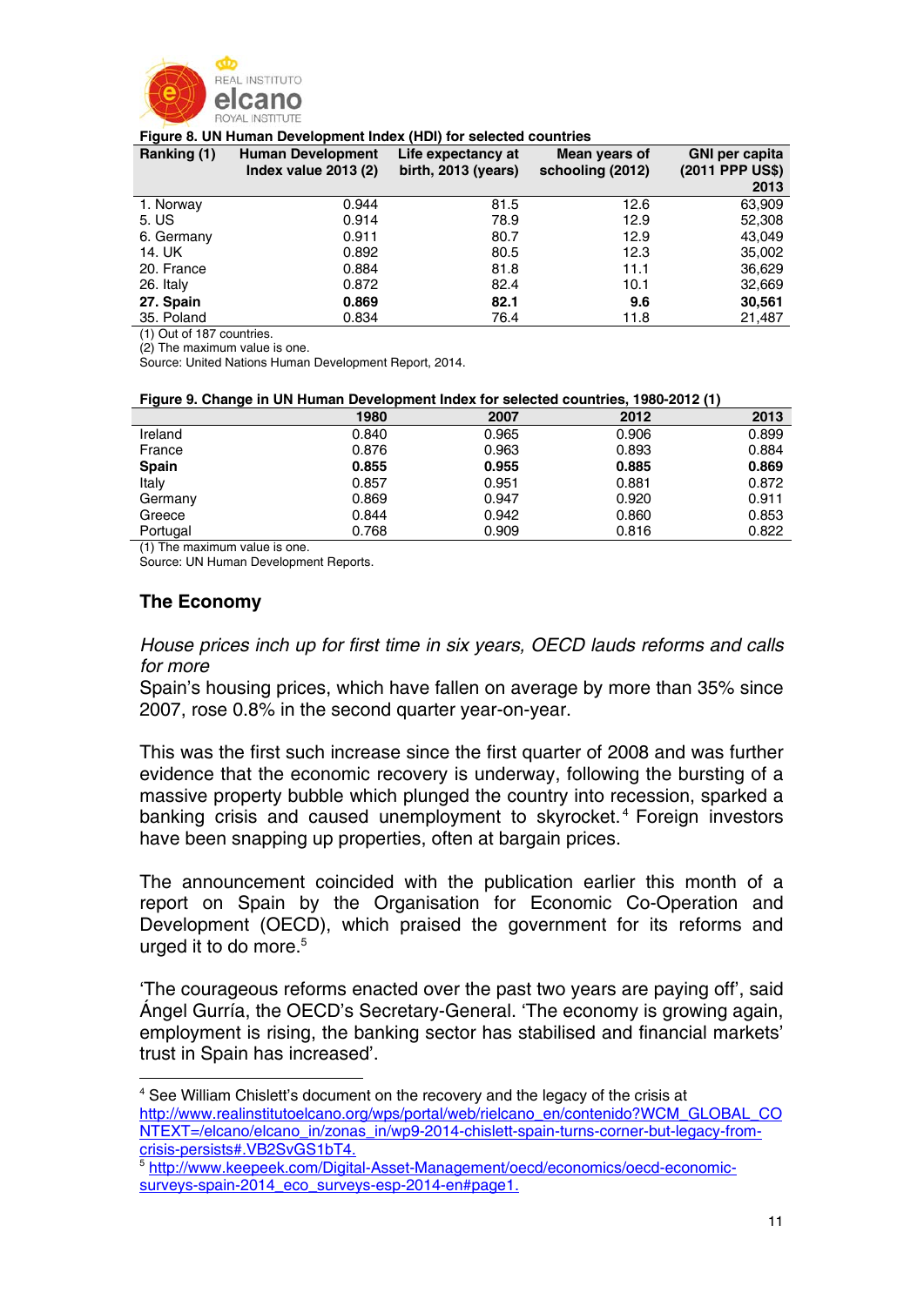**Figure 8. UN Human Development Index (HDI) for selected countries**

| Ranking (1) | Human Development Index value 2013 (2) | Life expectancy at birth, 2013 (years) | Mean years of schooling (2012) | GNI per capita (2011 PPP US$) 2013 |
|---|---|---|---|---|
| 1. Norway | 0.944 | 81.5 | 12.6 | 63,909 |
| 5. US | 0.914 | 78.9 | 12.9 | 52,308 |
| 6. Germany | 0.911 | 80.7 | 12.9 | 43,049 |
| 14. UK | 0.892 | 80.5 | 12.3 | 35,002 |
| 20. France | 0.884 | 81.8 | 11.1 | 36,629 |
| 26. Italy | 0.872 | 82.4 | 10.1 | 32,669 |
| **27. Spain** | **0.869** | **82.1** | **9.6** | **30,561** |
| 35. Poland | 0.834 | 76.4 | 11.8 | 21,487 |

(1) Out of 187 countries.
(2) The maximum value is one.
Source: United Nations Human Development Report, 2014.

**Figure 9. Change in UN Human Development Index for selected countries, 1980-2012 (1)**

| | 1980 | 2007 | 2012 | 2013 |
|---|---|---|---|---|
| Ireland | 0.840 | 0.965 | 0.906 | 0.899 |
| France | 0.876 | 0.963 | 0.893 | 0.884 |
| **Spain** | **0.855** | **0.955** | **0.885** | **0.869** |
| Italy | 0.857 | 0.951 | 0.881 | 0.872 |
| Germany | 0.869 | 0.947 | 0.920 | 0.911 |
| Greece | 0.844 | 0.942 | 0.860 | 0.853 |
| Portugal | 0.768 | 0.909 | 0.816 | 0.822 |

(1) The maximum value is one.
Source: UN Human Development Reports.

## The Economy

*House prices inch up for first time in six years, OECD lauds reforms and calls for more*

Spain's housing prices, which have fallen on average by more than 35% since 2007, rose 0.8% in the second quarter year-on-year.

This was the first such increase since the first quarter of 2008 and was further evidence that the economic recovery is underway, following the bursting of a massive property bubble which plunged the country into recession, sparked a banking crisis and caused unemployment to skyrocket.[4] Foreign investors have been snapping up properties, often at bargain prices.

The announcement coincided with the publication earlier this month of a report on Spain by the Organisation for Economic Co-Operation and Development (OECD), which praised the government for its reforms and urged it to do more.[5]

'The courageous reforms enacted over the past two years are paying off', said Ángel Gurría, the OECD's Secretary-General. 'The economy is growing again, employment is rising, the banking sector has stabilised and financial markets' trust in Spain has increased'.

---

[4] See William Chislett's document on the recovery and the legacy of the crisis at http://www.realinstitutoelcano.org/wps/portal/web/rielcano_en/contenido?WCM_GLOBAL_CONTEXT=/elcano/elcano_in/zonas_in/wp9-2014-chislett-spain-turns-corner-but-legacy-from-crisis-persists#.VB2SvGS1bT4.

[5] http://www.keepeek.com/Digital-Asset-Management/oecd/economics/oecd-economic-surveys-spain-2014_eco_surveys-esp-2014-en#page1.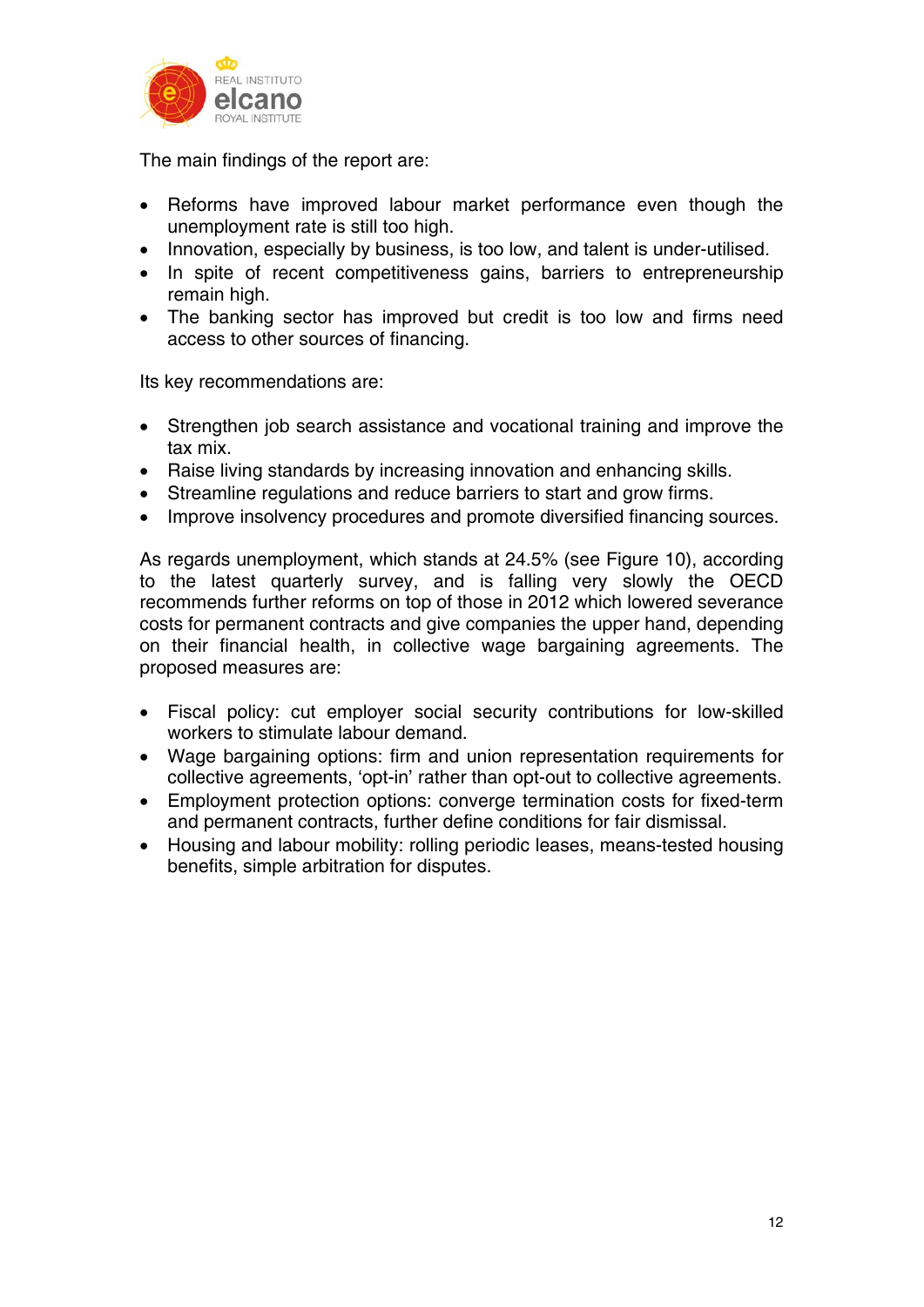The main findings of the report are:

- Reforms have improved labour market performance even though the unemployment rate is still too high.
- Innovation, especially by business, is too low, and talent is under-utilised.
- In spite of recent competitiveness gains, barriers to entrepreneurship remain high.
- The banking sector has improved but credit is too low and firms need access to other sources of financing.

Its key recommendations are:

- Strengthen job search assistance and vocational training and improve the tax mix.
- Raise living standards by increasing innovation and enhancing skills.
- Streamline regulations and reduce barriers to start and grow firms.
- Improve insolvency procedures and promote diversified financing sources.

As regards unemployment, which stands at 24.5% (see Figure 10), according to the latest quarterly survey, and is falling very slowly the OECD recommends further reforms on top of those in 2012 which lowered severance costs for permanent contracts and give companies the upper hand, depending on their financial health, in collective wage bargaining agreements. The proposed measures are:

- Fiscal policy: cut employer social security contributions for low-skilled workers to stimulate labour demand.
- Wage bargaining options: firm and union representation requirements for collective agreements, 'opt-in' rather than opt-out to collective agreements.
- Employment protection options: converge termination costs for fixed-term and permanent contracts, further define conditions for fair dismissal.
- Housing and labour mobility: rolling periodic leases, means-tested housing benefits, simple arbitration for disputes.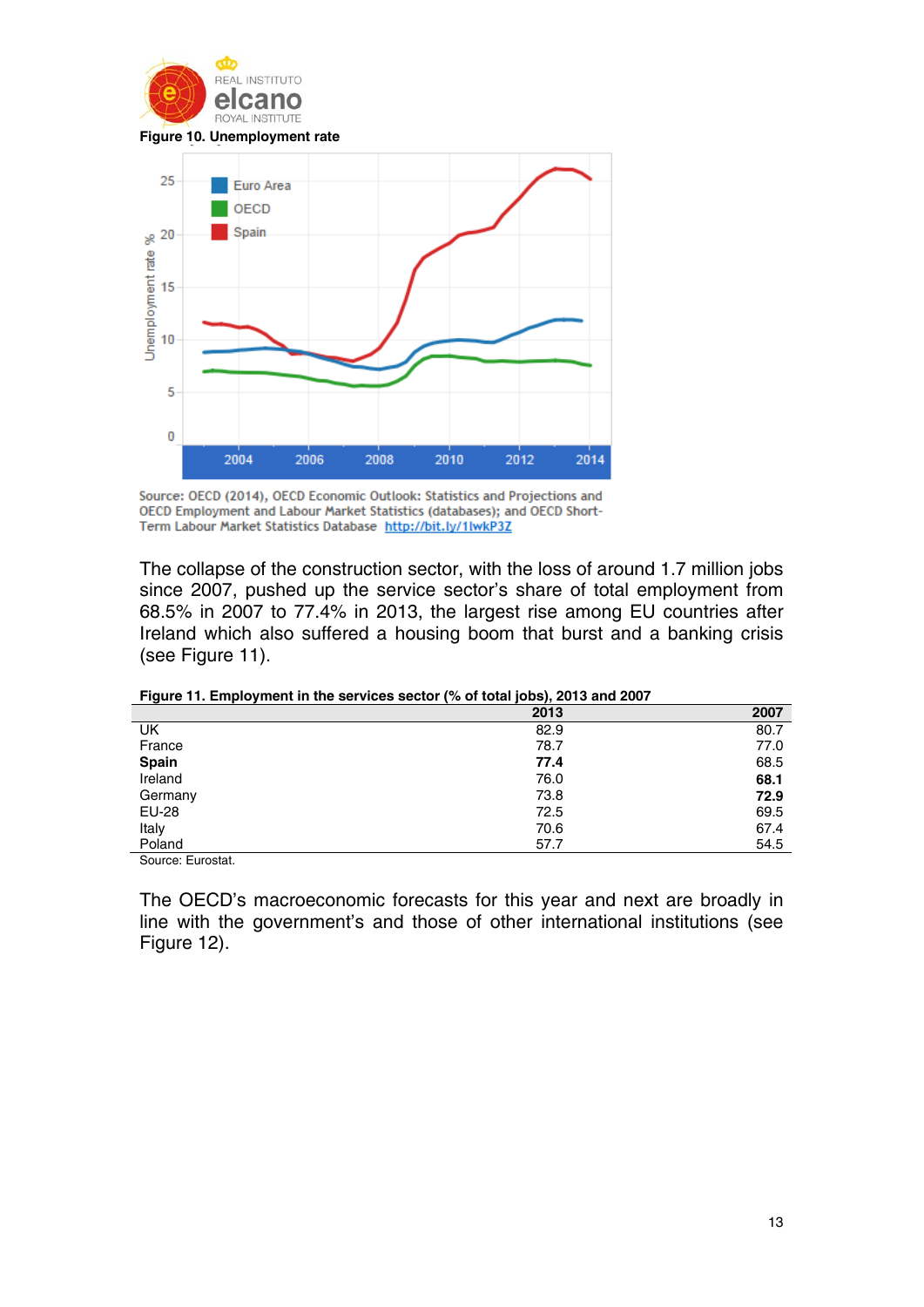**Figure 10. Unemployment rate**

Source: OECD (2014), OECD Economic Outlook: Statistics and Projections and OECD Employment and Labour Market Statistics (databases); and OECD Short-Term Labour Market Statistics Database http://bit.ly/1lwkP3Z

The collapse of the construction sector, with the loss of around 1.7 million jobs since 2007, pushed up the service sector's share of total employment from 68.5% in 2007 to 77.4% in 2013, the largest rise among EU countries after Ireland which also suffered a housing boom that burst and a banking crisis (see Figure 11).

**Figure 11. Employment in the services sector (% of total jobs), 2013 and 2007**

| | 2013 | 2007 |
|---|---|---|
| UK | 82.9 | 80.7 |
| France | 78.7 | 77.0 |
| **Spain** | **77.4** | 68.5 |
| Ireland | 76.0 | **68.1** |
| Germany | 73.8 | **72.9** |
| EU-28 | 72.5 | 69.5 |
| Italy | 70.6 | 67.4 |
| Poland | 57.7 | 54.5 |

Source: Eurostat.

The OECD's macroeconomic forecasts for this year and next are broadly in line with the government's and those of other international institutions (see Figure 12).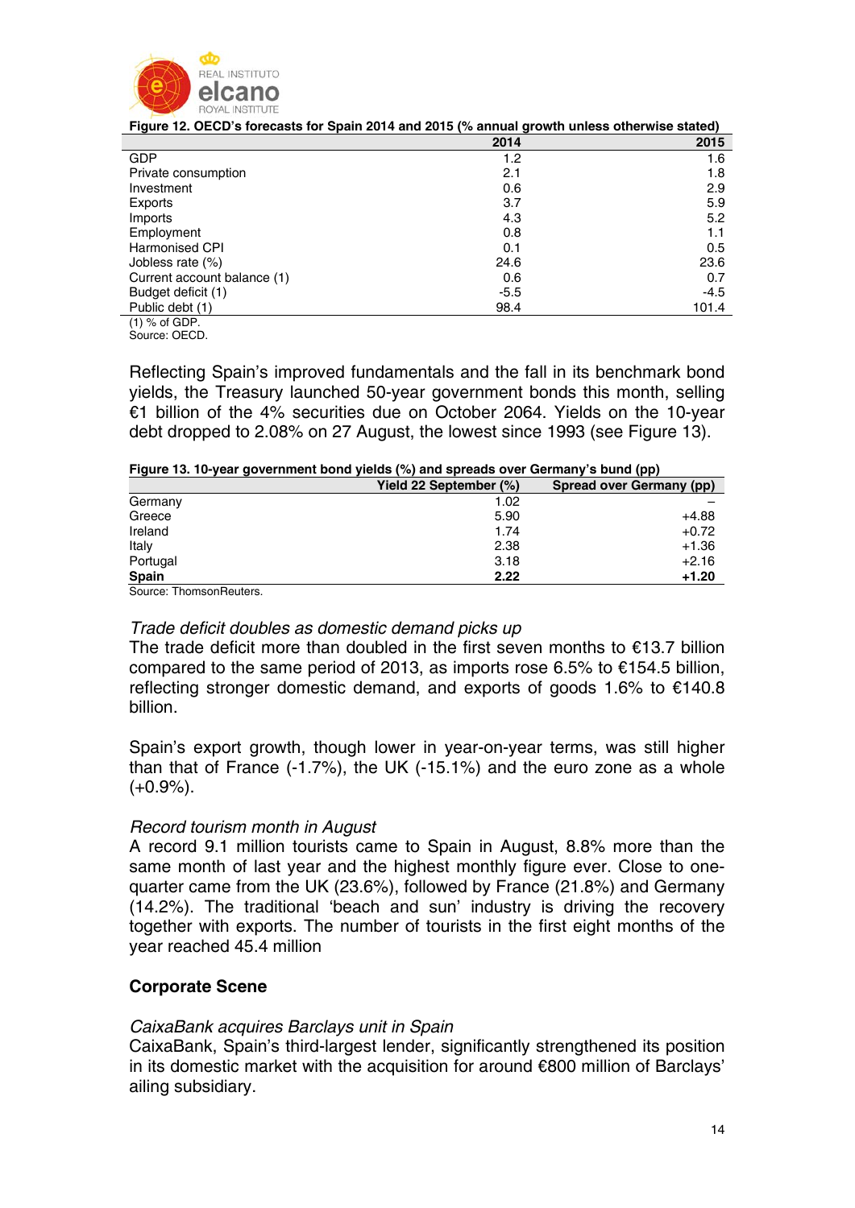**Figure 12. OECD's forecasts for Spain 2014 and 2015 (% annual growth unless otherwise stated)**

| | 2014 | 2015 |
|---|---|---|
| GDP | 1.2 | 1.6 |
| Private consumption | 2.1 | 1.8 |
| Investment | 0.6 | 2.9 |
| Exports | 3.7 | 5.9 |
| Imports | 4.3 | 5.2 |
| Employment | 0.8 | 1.1 |
| Harmonised CPI | 0.1 | 0.5 |
| Jobless rate (%) | 24.6 | 23.6 |
| Current account balance (1) | 0.6 | 0.7 |
| Budget deficit (1) | -5.5 | -4.5 |
| Public debt (1) | 98.4 | 101.4 |

(1) % of GDP.
Source: OECD.

Reflecting Spain's improved fundamentals and the fall in its benchmark bond yields, the Treasury launched 50-year government bonds this month, selling €1 billion of the 4% securities due on October 2064. Yields on the 10-year debt dropped to 2.08% on 27 August, the lowest since 1993 (see Figure 13).

**Figure 13. 10-year government bond yields (%) and spreads over Germany's bund (pp)**

| | Yield 22 September (%) | Spread over Germany (pp) |
|---|---|---|
| Germany | 1.02 | – |
| Greece | 5.90 | +4.88 |
| Ireland | 1.74 | +0.72 |
| Italy | 2.38 | +1.36 |
| Portugal | 3.18 | +2.16 |
| **Spain** | **2.22** | **+1.20** |

Source: ThomsonReuters.

*Trade deficit doubles as domestic demand picks up*
The trade deficit more than doubled in the first seven months to €13.7 billion compared to the same period of 2013, as imports rose 6.5% to €154.5 billion, reflecting stronger domestic demand, and exports of goods 1.6% to €140.8 billion.

Spain's export growth, though lower in year-on-year terms, was still higher than that of France (-1.7%), the UK (-15.1%) and the euro zone as a whole (+0.9%).

*Record tourism month in August*
A record 9.1 million tourists came to Spain in August, 8.8% more than the same month of last year and the highest monthly figure ever. Close to one-quarter came from the UK (23.6%), followed by France (21.8%) and Germany (14.2%). The traditional 'beach and sun' industry is driving the recovery together with exports. The number of tourists in the first eight months of the year reached 45.4 million

## Corporate Scene

*CaixaBank acquires Barclays unit in Spain*
CaixaBank, Spain's third-largest lender, significantly strengthened its position in its domestic market with the acquisition for around €800 million of Barclays' ailing subsidiary.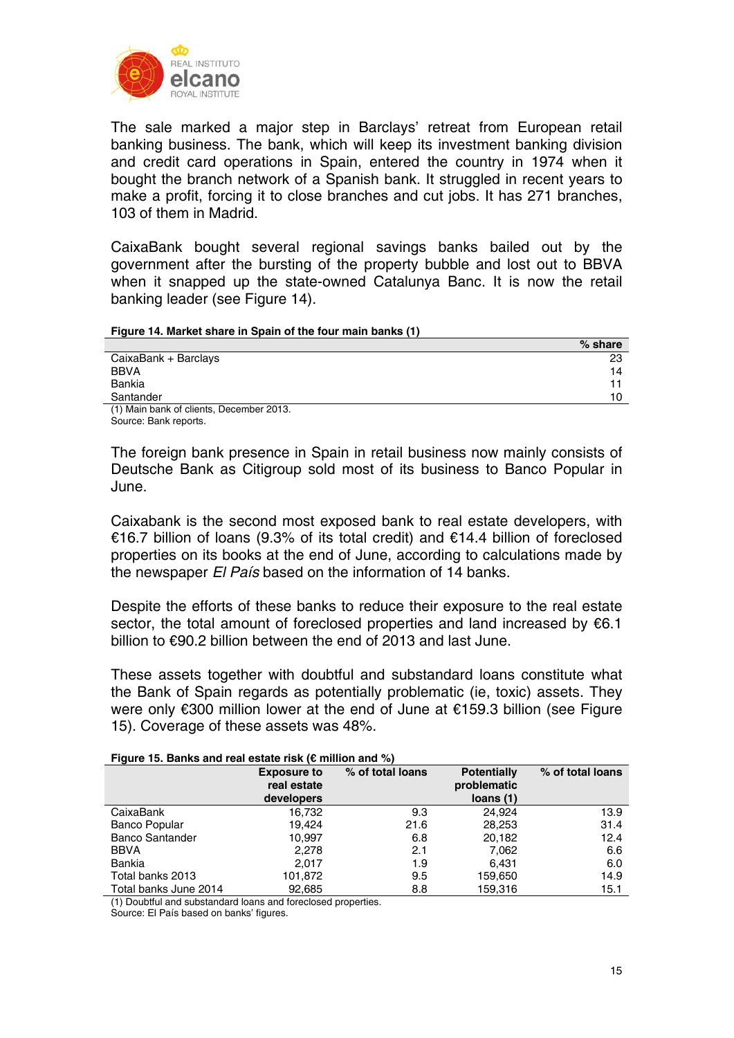The sale marked a major step in Barclays' retreat from European retail banking business. The bank, which will keep its investment banking division and credit card operations in Spain, entered the country in 1974 when it bought the branch network of a Spanish bank. It struggled in recent years to make a profit, forcing it to close branches and cut jobs. It has 271 branches, 103 of them in Madrid.

CaixaBank bought several regional savings banks bailed out by the government after the bursting of the property bubble and lost out to BBVA when it snapped up the state-owned Catalunya Banc. It is now the retail banking leader (see Figure 14).

**Figure 14. Market share in Spain of the four main banks (1)**

| | % share |
|---|---|
| CaixaBank + Barclays | 23 |
| BBVA | 14 |
| Bankia | 11 |
| Santander | 10 |

(1) Main bank of clients, December 2013.
Source: Bank reports.

The foreign bank presence in Spain in retail business now mainly consists of Deutsche Bank as Citigroup sold most of its business to Banco Popular in June.

Caixabank is the second most exposed bank to real estate developers, with €16.7 billion of loans (9.3% of its total credit) and €14.4 billion of foreclosed properties on its books at the end of June, according to calculations made by the newspaper *El País* based on the information of 14 banks.

Despite the efforts of these banks to reduce their exposure to the real estate sector, the total amount of foreclosed properties and land increased by €6.1 billion to €90.2 billion between the end of 2013 and last June.

These assets together with doubtful and substandard loans constitute what the Bank of Spain regards as potentially problematic (ie, toxic) assets. They were only €300 million lower at the end of June at €159.3 billion (see Figure 15). Coverage of these assets was 48%.

**Figure 15. Banks and real estate risk (€ million and %)**

| | Exposure to real estate developers | % of total loans | Potentially problematic loans (1) | % of total loans |
|---|---|---|---|---|
| CaixaBank | 16,732 | 9.3 | 24,924 | 13.9 |
| Banco Popular | 19,424 | 21.6 | 28,253 | 31.4 |
| Banco Santander | 10,997 | 6.8 | 20,182 | 12.4 |
| BBVA | 2,278 | 2.1 | 7,062 | 6.6 |
| Bankia | 2,017 | 1.9 | 6,431 | 6.0 |
| Total banks 2013 | 101,872 | 9.5 | 159,650 | 14.9 |
| Total banks June 2014 | 92,685 | 8.8 | 159,316 | 15.1 |

(1) Doubtful and substandard loans and foreclosed properties.
Source: El País based on banks' figures.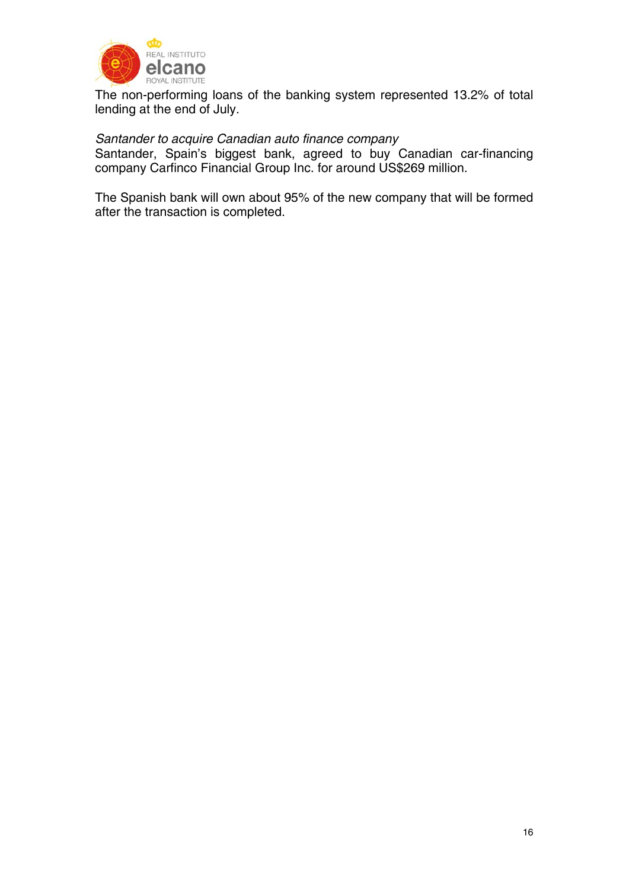The non-performing loans of the banking system represented 13.2% of total lending at the end of July.

*Santander to acquire Canadian auto finance company*

Santander, Spain's biggest bank, agreed to buy Canadian car-financing company Carfinco Financial Group Inc. for around US$269 million.

The Spanish bank will own about 95% of the new company that will be formed after the transaction is completed.